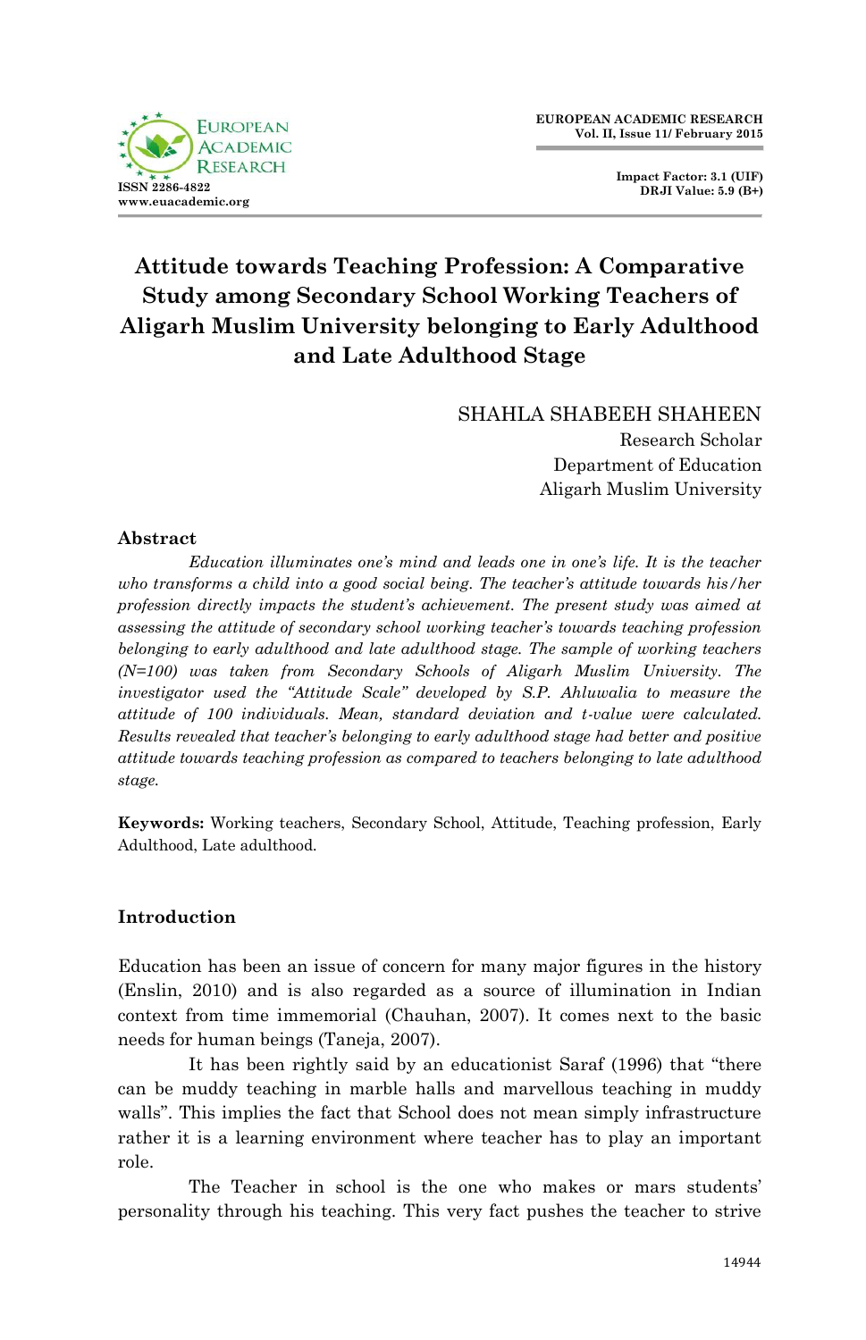# Attitude towards Teaching Profession: A Comparative Study among Secondary School Working Teachers of Aligarh Muslim University belonging to Early Adulthood and Late Adulthood Stage

SHAHLA SHABEEH SHAHEEN
Research Scholar
Department of Education
Aligarh Muslim University

## Abstract

*Education illuminates one's mind and leads one in one's life. It is the teacher who transforms a child into a good social being. The teacher's attitude towards his/her profession directly impacts the student's achievement. The present study was aimed at assessing the attitude of secondary school working teacher's towards teaching profession belonging to early adulthood and late adulthood stage. The sample of working teachers (N=100) was taken from Secondary Schools of Aligarh Muslim University. The investigator used the "Attitude Scale" developed by S.P. Ahluwalia to measure the attitude of 100 individuals. Mean, standard deviation and t-value were calculated. Results revealed that teacher's belonging to early adulthood stage had better and positive attitude towards teaching profession as compared to teachers belonging to late adulthood stage.*

**Keywords:** Working teachers, Secondary School, Attitude, Teaching profession, Early Adulthood, Late adulthood.

## Introduction

Education has been an issue of concern for many major figures in the history (Enslin, 2010) and is also regarded as a source of illumination in Indian context from time immemorial (Chauhan, 2007). It comes next to the basic needs for human beings (Taneja, 2007).

It has been rightly said by an educationist Saraf (1996) that "there can be muddy teaching in marble halls and marvellous teaching in muddy walls". This implies the fact that School does not mean simply infrastructure rather it is a learning environment where teacher has to play an important role.

The Teacher in school is the one who makes or mars students' personality through his teaching. This very fact pushes the teacher to strive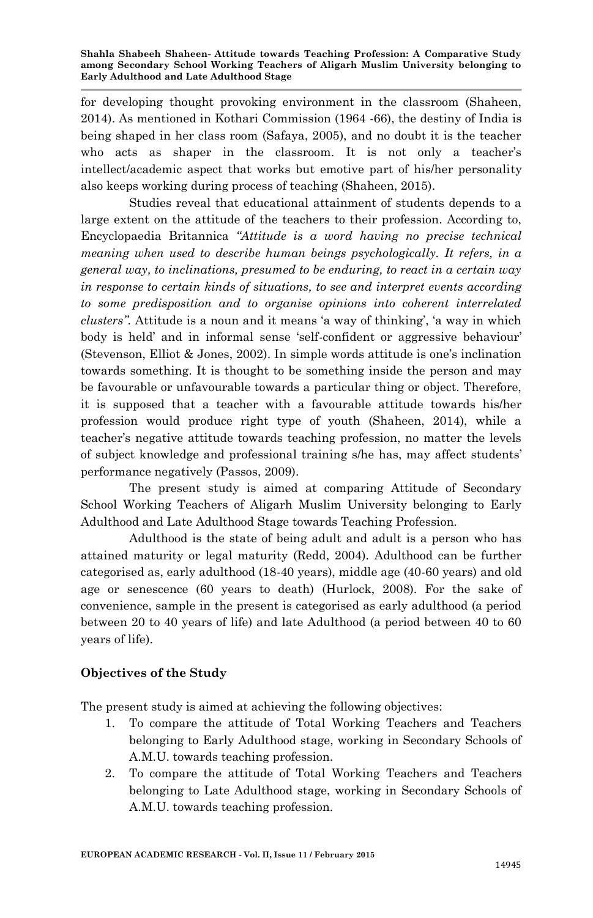for developing thought provoking environment in the classroom (Shaheen, 2014). As mentioned in Kothari Commission (1964 -66), the destiny of India is being shaped in her class room (Safaya, 2005), and no doubt it is the teacher who acts as shaper in the classroom. It is not only a teacher's intellect/academic aspect that works but emotive part of his/her personality also keeps working during process of teaching (Shaheen, 2015).

Studies reveal that educational attainment of students depends to a large extent on the attitude of the teachers to their profession. According to, Encyclopaedia Britannica *"Attitude is a word having no precise technical meaning when used to describe human beings psychologically. It refers, in a general way, to inclinations, presumed to be enduring, to react in a certain way in response to certain kinds of situations, to see and interpret events according to some predisposition and to organise opinions into coherent interrelated clusters"*. Attitude is a noun and it means 'a way of thinking', 'a way in which body is held' and in informal sense 'self-confident or aggressive behaviour' (Stevenson, Elliot & Jones, 2002). In simple words attitude is one's inclination towards something. It is thought to be something inside the person and may be favourable or unfavourable towards a particular thing or object. Therefore, it is supposed that a teacher with a favourable attitude towards his/her profession would produce right type of youth (Shaheen, 2014), while a teacher's negative attitude towards teaching profession, no matter the levels of subject knowledge and professional training s/he has, may affect students' performance negatively (Passos, 2009).

The present study is aimed at comparing Attitude of Secondary School Working Teachers of Aligarh Muslim University belonging to Early Adulthood and Late Adulthood Stage towards Teaching Profession.

Adulthood is the state of being adult and adult is a person who has attained maturity or legal maturity (Redd, 2004). Adulthood can be further categorised as, early adulthood (18-40 years), middle age (40-60 years) and old age or senescence (60 years to death) (Hurlock, 2008). For the sake of convenience, sample in the present is categorised as early adulthood (a period between 20 to 40 years of life) and late Adulthood (a period between 40 to 60 years of life).

## Objectives of the Study

The present study is aimed at achieving the following objectives:

1. To compare the attitude of Total Working Teachers and Teachers belonging to Early Adulthood stage, working in Secondary Schools of A.M.U. towards teaching profession.
2. To compare the attitude of Total Working Teachers and Teachers belonging to Late Adulthood stage, working in Secondary Schools of A.M.U. towards teaching profession.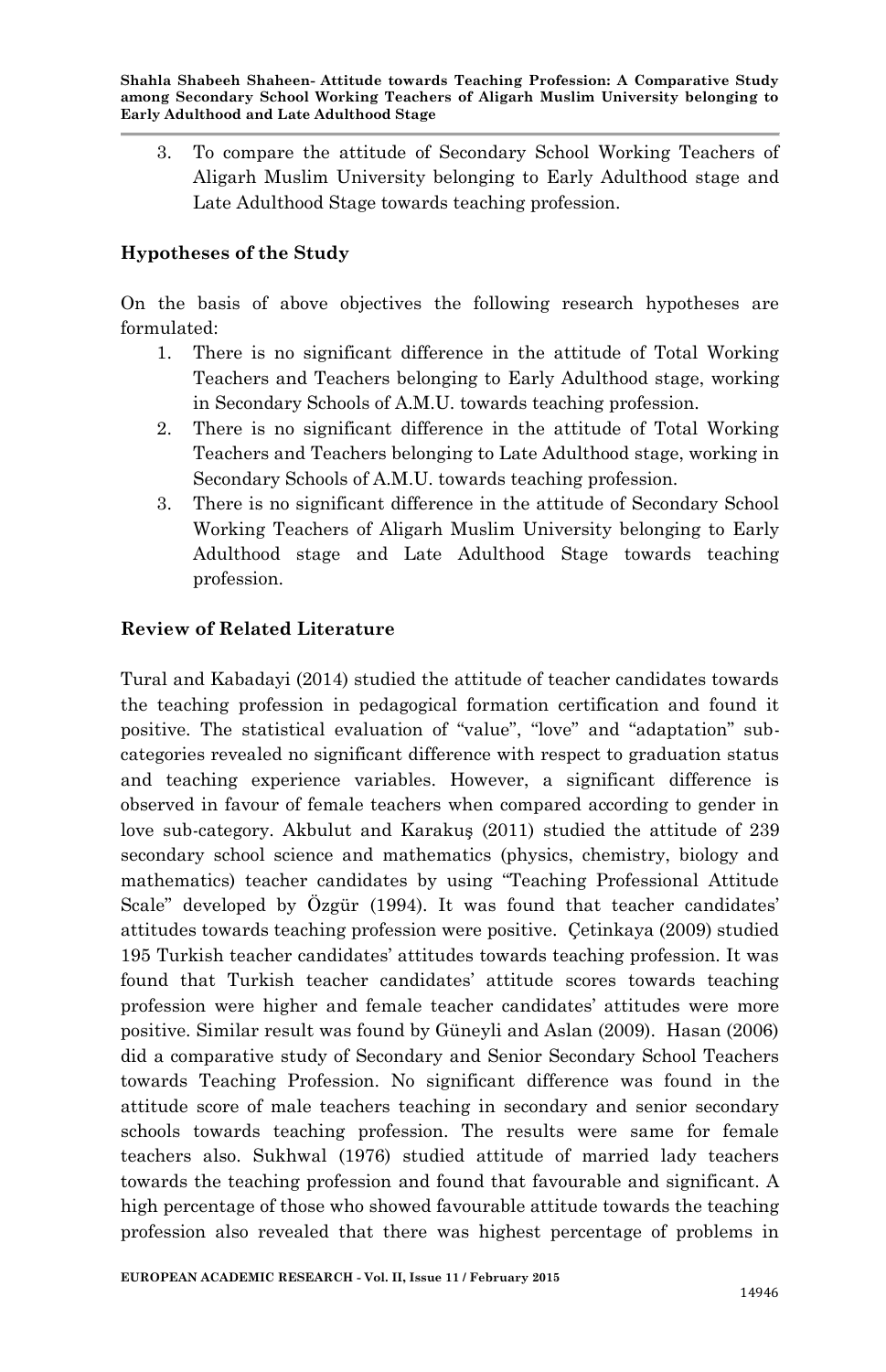3. To compare the attitude of Secondary School Working Teachers of Aligarh Muslim University belonging to Early Adulthood stage and Late Adulthood Stage towards teaching profession.

## Hypotheses of the Study

On the basis of above objectives the following research hypotheses are formulated:

1. There is no significant difference in the attitude of Total Working Teachers and Teachers belonging to Early Adulthood stage, working in Secondary Schools of A.M.U. towards teaching profession.
2. There is no significant difference in the attitude of Total Working Teachers and Teachers belonging to Late Adulthood stage, working in Secondary Schools of A.M.U. towards teaching profession.
3. There is no significant difference in the attitude of Secondary School Working Teachers of Aligarh Muslim University belonging to Early Adulthood stage and Late Adulthood Stage towards teaching profession.

## Review of Related Literature

Tural and Kabadayi (2014) studied the attitude of teacher candidates towards the teaching profession in pedagogical formation certification and found it positive. The statistical evaluation of "value", "love" and "adaptation" sub-categories revealed no significant difference with respect to graduation status and teaching experience variables. However, a significant difference is observed in favour of female teachers when compared according to gender in love sub-category. Akbulut and Karakuş (2011) studied the attitude of 239 secondary school science and mathematics (physics, chemistry, biology and mathematics) teacher candidates by using "Teaching Professional Attitude Scale" developed by Özgür (1994). It was found that teacher candidates' attitudes towards teaching profession were positive. Çetinkaya (2009) studied 195 Turkish teacher candidates' attitudes towards teaching profession. It was found that Turkish teacher candidates' attitude scores towards teaching profession were higher and female teacher candidates' attitudes were more positive. Similar result was found by Güneyli and Aslan (2009). Hasan (2006) did a comparative study of Secondary and Senior Secondary School Teachers towards Teaching Profession. No significant difference was found in the attitude score of male teachers teaching in secondary and senior secondary schools towards teaching profession. The results were same for female teachers also. Sukhwal (1976) studied attitude of married lady teachers towards the teaching profession and found that favourable and significant. A high percentage of those who showed favourable attitude towards the teaching profession also revealed that there was highest percentage of problems in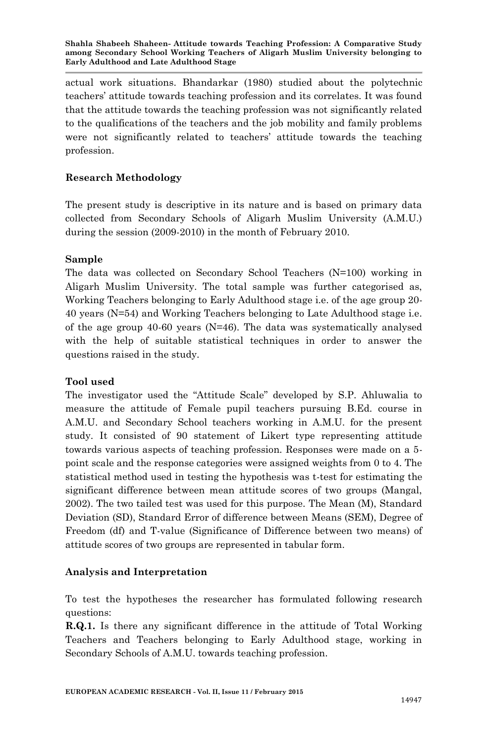actual work situations. Bhandarkar (1980) studied about the polytechnic teachers' attitude towards teaching profession and its correlates. It was found that the attitude towards the teaching profession was not significantly related to the qualifications of the teachers and the job mobility and family problems were not significantly related to teachers' attitude towards the teaching profession.

## Research Methodology

The present study is descriptive in its nature and is based on primary data collected from Secondary Schools of Aligarh Muslim University (A.M.U.) during the session (2009-2010) in the month of February 2010.

### Sample

The data was collected on Secondary School Teachers (N=100) working in Aligarh Muslim University. The total sample was further categorised as, Working Teachers belonging to Early Adulthood stage i.e. of the age group 20-40 years (N=54) and Working Teachers belonging to Late Adulthood stage i.e. of the age group 40-60 years (N=46). The data was systematically analysed with the help of suitable statistical techniques in order to answer the questions raised in the study.

### Tool used

The investigator used the "Attitude Scale" developed by S.P. Ahluwalia to measure the attitude of Female pupil teachers pursuing B.Ed. course in A.M.U. and Secondary School teachers working in A.M.U. for the present study. It consisted of 90 statement of Likert type representing attitude towards various aspects of teaching profession. Responses were made on a 5-point scale and the response categories were assigned weights from 0 to 4. The statistical method used in testing the hypothesis was t-test for estimating the significant difference between mean attitude scores of two groups (Mangal, 2002). The two tailed test was used for this purpose. The Mean (M), Standard Deviation (SD), Standard Error of difference between Means (SEM), Degree of Freedom (df) and T-value (Significance of Difference between two means) of attitude scores of two groups are represented in tabular form.

## Analysis and Interpretation

To test the hypotheses the researcher has formulated following research questions:

**R.Q.1.** Is there any significant difference in the attitude of Total Working Teachers and Teachers belonging to Early Adulthood stage, working in Secondary Schools of A.M.U. towards teaching profession.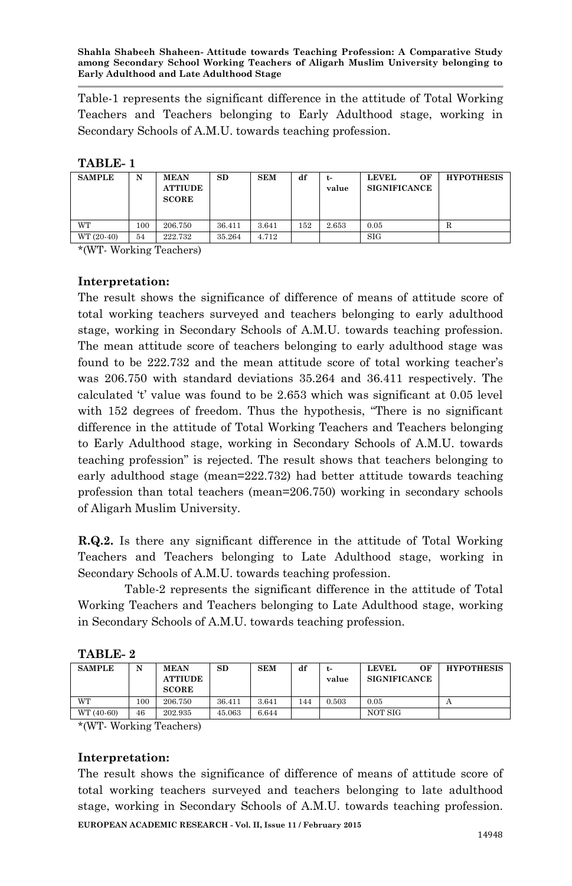Table-1 represents the significant difference in the attitude of Total Working Teachers and Teachers belonging to Early Adulthood stage, working in Secondary Schools of A.M.U. towards teaching profession.

**TABLE- 1**

| SAMPLE | N | MEAN ATTIUDE SCORE | SD | SEM | df | t-value | LEVEL OF SIGNIFICANCE | HYPOTHESIS |
|---|---|---|---|---|---|---|---|---|
| WT | 100 | 206.750 | 36.411 | 3.641 | 152 | 2.653 | 0.05 | R |
| WT (20-40) | 54 | 222.732 | 35.264 | 4.712 | | | SIG | |

*(WT- Working Teachers)

**Interpretation:**

The result shows the significance of difference of means of attitude score of total working teachers surveyed and teachers belonging to early adulthood stage, working in Secondary Schools of A.M.U. towards teaching profession. The mean attitude score of teachers belonging to early adulthood stage was found to be 222.732 and the mean attitude score of total working teacher's was 206.750 with standard deviations 35.264 and 36.411 respectively. The calculated 't' value was found to be 2.653 which was significant at 0.05 level with 152 degrees of freedom. Thus the hypothesis, "There is no significant difference in the attitude of Total Working Teachers and Teachers belonging to Early Adulthood stage, working in Secondary Schools of A.M.U. towards teaching profession" is rejected. The result shows that teachers belonging to early adulthood stage (mean=222.732) had better attitude towards teaching profession than total teachers (mean=206.750) working in secondary schools of Aligarh Muslim University.

**R.Q.2.** Is there any significant difference in the attitude of Total Working Teachers and Teachers belonging to Late Adulthood stage, working in Secondary Schools of A.M.U. towards teaching profession.

Table-2 represents the significant difference in the attitude of Total Working Teachers and Teachers belonging to Late Adulthood stage, working in Secondary Schools of A.M.U. towards teaching profession.

**TABLE- 2**

| SAMPLE | N | MEAN ATTIUDE SCORE | SD | SEM | df | t-value | LEVEL OF SIGNIFICANCE | HYPOTHESIS |
|---|---|---|---|---|---|---|---|---|
| WT | 100 | 206.750 | 36.411 | 3.641 | 144 | 0.503 | 0.05 | A |
| WT (40-60) | 46 | 202.935 | 45.063 | 6.644 | | | NOT SIG | |

*(WT- Working Teachers)

**Interpretation:**

The result shows the significance of difference of means of attitude score of total working teachers surveyed and teachers belonging to late adulthood stage, working in Secondary Schools of A.M.U. towards teaching profession.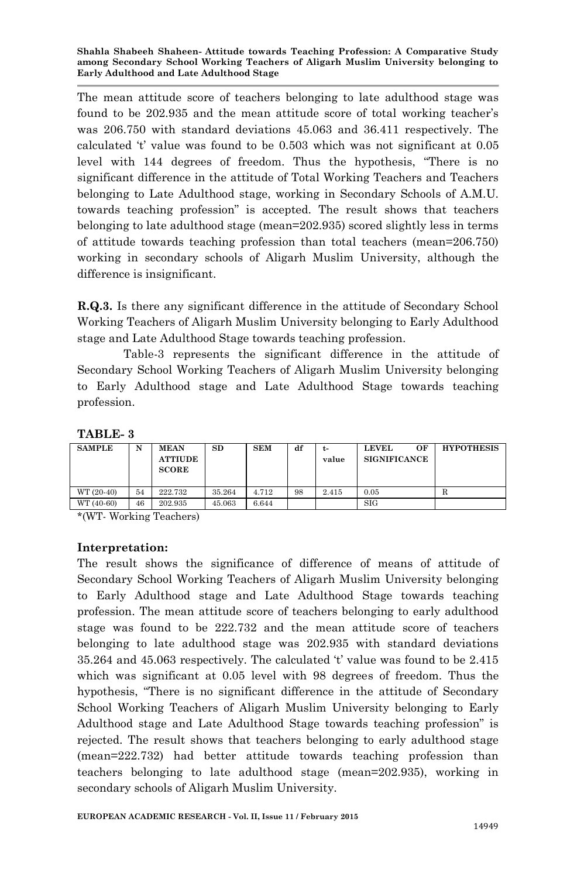The mean attitude score of teachers belonging to late adulthood stage was found to be 202.935 and the mean attitude score of total working teacher's was 206.750 with standard deviations 45.063 and 36.411 respectively. The calculated 't' value was found to be 0.503 which was not significant at 0.05 level with 144 degrees of freedom. Thus the hypothesis, "There is no significant difference in the attitude of Total Working Teachers and Teachers belonging to Late Adulthood stage, working in Secondary Schools of A.M.U. towards teaching profession" is accepted. The result shows that teachers belonging to late adulthood stage (mean=202.935) scored slightly less in terms of attitude towards teaching profession than total teachers (mean=206.750) working in secondary schools of Aligarh Muslim University, although the difference is insignificant.

**R.Q.3.** Is there any significant difference in the attitude of Secondary School Working Teachers of Aligarh Muslim University belonging to Early Adulthood stage and Late Adulthood Stage towards teaching profession.

Table-3 represents the significant difference in the attitude of Secondary School Working Teachers of Aligarh Muslim University belonging to Early Adulthood stage and Late Adulthood Stage towards teaching profession.

**TABLE- 3**

| SAMPLE | N | MEAN ATTIUDE SCORE | SD | SEM | df | t-value | LEVEL OF SIGNIFICANCE | HYPOTHESIS |
|---|---|---|---|---|---|---|---|---|
| WT (20-40) | 54 | 222.732 | 35.264 | 4.712 | 98 | 2.415 | 0.05 | R |
| WT (40-60) | 46 | 202.935 | 45.063 | 6.644 | | | SIG | |

*(WT- Working Teachers)

**Interpretation:**

The result shows the significance of difference of means of attitude of Secondary School Working Teachers of Aligarh Muslim University belonging to Early Adulthood stage and Late Adulthood Stage towards teaching profession. The mean attitude score of teachers belonging to early adulthood stage was found to be 222.732 and the mean attitude score of teachers belonging to late adulthood stage was 202.935 with standard deviations 35.264 and 45.063 respectively. The calculated 't' value was found to be 2.415 which was significant at 0.05 level with 98 degrees of freedom. Thus the hypothesis, "There is no significant difference in the attitude of Secondary School Working Teachers of Aligarh Muslim University belonging to Early Adulthood stage and Late Adulthood Stage towards teaching profession" is rejected. The result shows that teachers belonging to early adulthood stage (mean=222.732) had better attitude towards teaching profession than teachers belonging to late adulthood stage (mean=202.935), working in secondary schools of Aligarh Muslim University.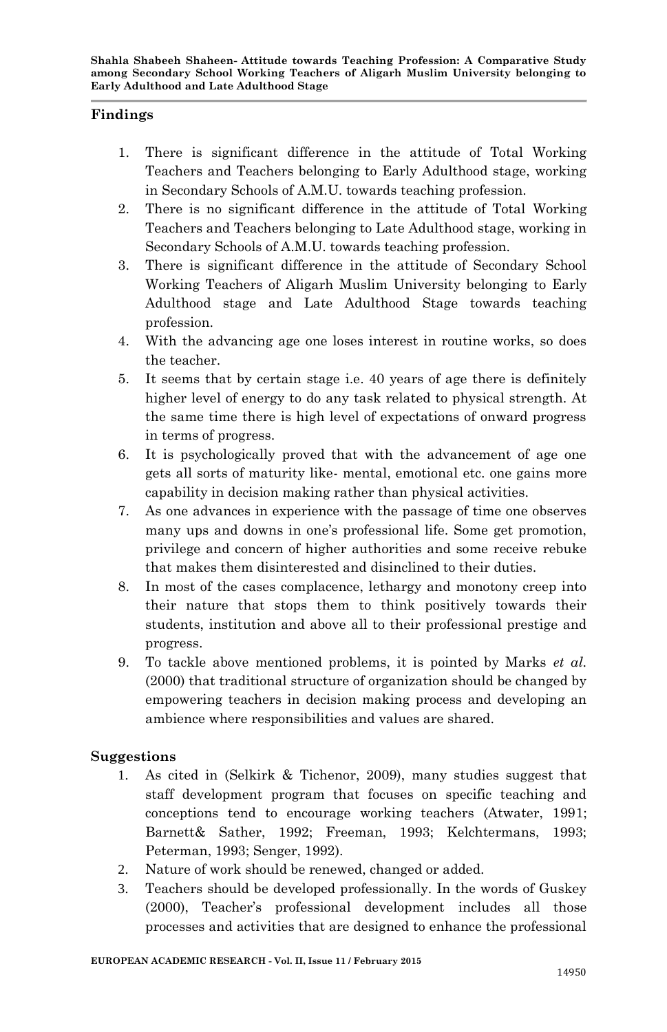## Findings

1. There is significant difference in the attitude of Total Working Teachers and Teachers belonging to Early Adulthood stage, working in Secondary Schools of A.M.U. towards teaching profession.
2. There is no significant difference in the attitude of Total Working Teachers and Teachers belonging to Late Adulthood stage, working in Secondary Schools of A.M.U. towards teaching profession.
3. There is significant difference in the attitude of Secondary School Working Teachers of Aligarh Muslim University belonging to Early Adulthood stage and Late Adulthood Stage towards teaching profession.
4. With the advancing age one loses interest in routine works, so does the teacher.
5. It seems that by certain stage i.e. 40 years of age there is definitely higher level of energy to do any task related to physical strength. At the same time there is high level of expectations of onward progress in terms of progress.
6. It is psychologically proved that with the advancement of age one gets all sorts of maturity like- mental, emotional etc. one gains more capability in decision making rather than physical activities.
7. As one advances in experience with the passage of time one observes many ups and downs in one's professional life. Some get promotion, privilege and concern of higher authorities and some receive rebuke that makes them disinterested and disinclined to their duties.
8. In most of the cases complacence, lethargy and monotony creep into their nature that stops them to think positively towards their students, institution and above all to their professional prestige and progress.
9. To tackle above mentioned problems, it is pointed by Marks *et al.* (2000) that traditional structure of organization should be changed by empowering teachers in decision making process and developing an ambience where responsibilities and values are shared.

## Suggestions

1. As cited in (Selkirk & Tichenor, 2009), many studies suggest that staff development program that focuses on specific teaching and conceptions tend to encourage working teachers (Atwater, 1991; Barnett& Sather, 1992; Freeman, 1993; Kelchtermans, 1993; Peterman, 1993; Senger, 1992).
2. Nature of work should be renewed, changed or added.
3. Teachers should be developed professionally. In the words of Guskey (2000), Teacher's professional development includes all those processes and activities that are designed to enhance the professional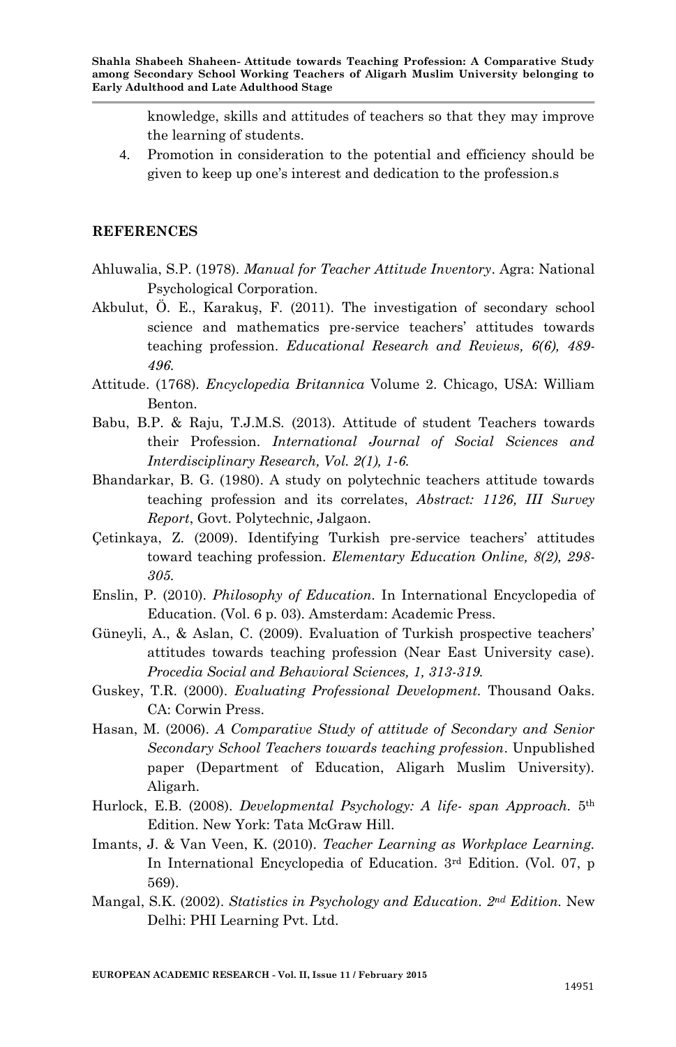knowledge, skills and attitudes of teachers so that they may improve the learning of students.

4. Promotion in consideration to the potential and efficiency should be given to keep up one's interest and dedication to the profession.s

## REFERENCES

Ahluwalia, S.P. (1978). *Manual for Teacher Attitude Inventory*. Agra: National Psychological Corporation.

Akbulut, Ö. E., Karakuş, F. (2011). The investigation of secondary school science and mathematics pre-service teachers' attitudes towards teaching profession. *Educational Research and Reviews, 6(6), 489-496.*

Attitude. (1768). *Encyclopedia Britannica* Volume 2. Chicago, USA: William Benton.

Babu, B.P. & Raju, T.J.M.S. (2013). Attitude of student Teachers towards their Profession. *International Journal of Social Sciences and Interdisciplinary Research, Vol. 2(1), 1-6.*

Bhandarkar, B. G. (1980). A study on polytechnic teachers attitude towards teaching profession and its correlates, *Abstract: 1126, III Survey Report*, Govt. Polytechnic, Jalgaon.

Çetinkaya, Z. (2009). Identifying Turkish pre-service teachers' attitudes toward teaching profession. *Elementary Education Online, 8(2), 298-305.*

Enslin, P. (2010). *Philosophy of Education.* In International Encyclopedia of Education. (Vol. 6 p. 03). Amsterdam: Academic Press.

Güneyli, A., & Aslan, C. (2009). Evaluation of Turkish prospective teachers' attitudes towards teaching profession (Near East University case). *Procedia Social and Behavioral Sciences, 1, 313-319.*

Guskey, T.R. (2000). *Evaluating Professional Development.* Thousand Oaks. CA: Corwin Press.

Hasan, M. (2006). *A Comparative Study of attitude of Secondary and Senior Secondary School Teachers towards teaching profession*. Unpublished paper (Department of Education, Aligarh Muslim University). Aligarh.

Hurlock, E.B. (2008). *Developmental Psychology: A life- span Approach.* 5th Edition. New York: Tata McGraw Hill.

Imants, J. & Van Veen, K. (2010). *Teacher Learning as Workplace Learning.* In International Encyclopedia of Education. 3rd Edition. (Vol. 07, p 569).

Mangal, S.K. (2002). *Statistics in Psychology and Education. 2nd Edition.* New Delhi: PHI Learning Pvt. Ltd.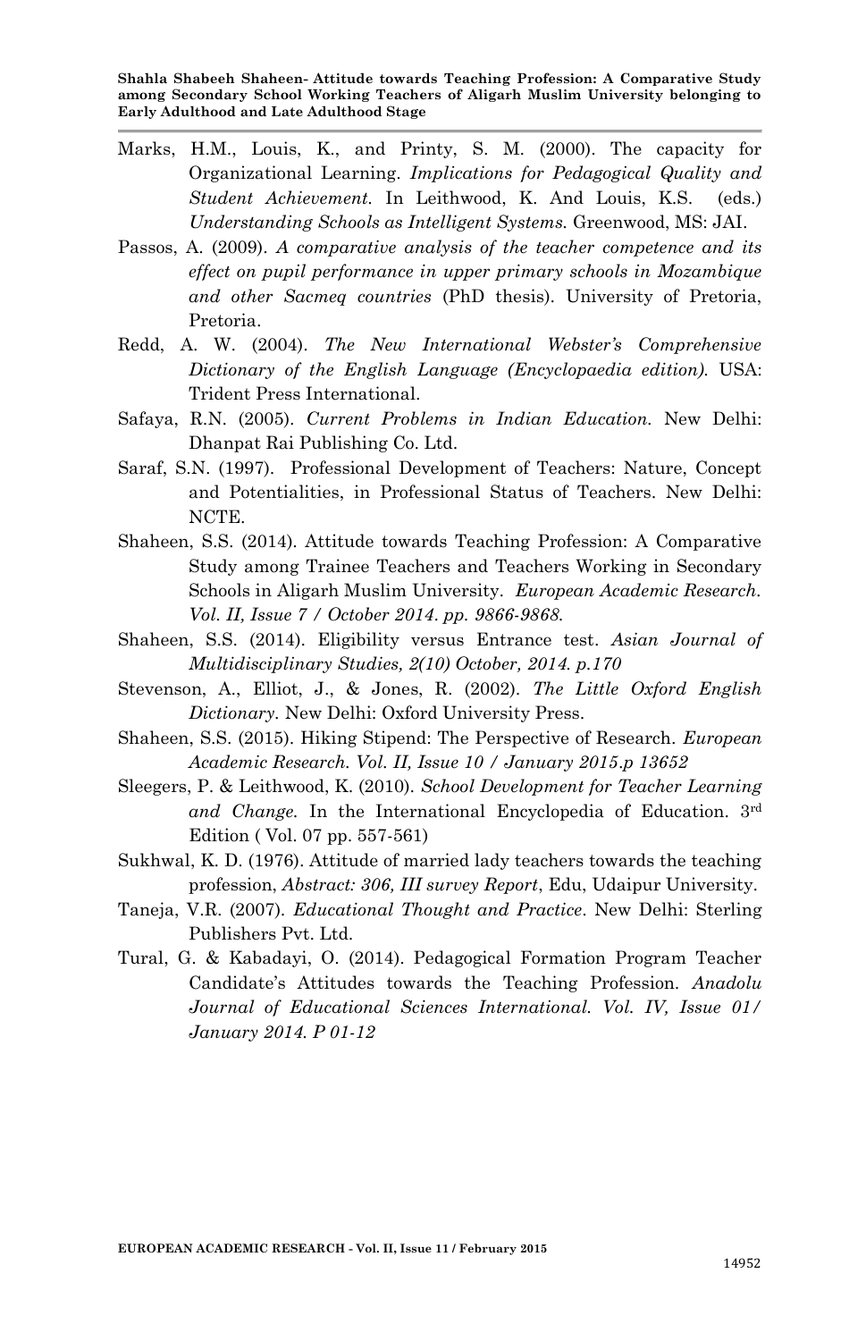- Marks, H.M., Louis, K., and Printy, S. M. (2000). The capacity for Organizational Learning. *Implications for Pedagogical Quality and Student Achievement.* In Leithwood, K. And Louis, K.S. (eds.) *Understanding Schools as Intelligent Systems.* Greenwood, MS: JAI.
- Passos, A. (2009). *A comparative analysis of the teacher competence and its effect on pupil performance in upper primary schools in Mozambique and other Sacmeq countries* (PhD thesis). University of Pretoria, Pretoria.
- Redd, A. W. (2004). *The New International Webster's Comprehensive Dictionary of the English Language (Encyclopaedia edition).* USA: Trident Press International.
- Safaya, R.N. (2005). *Current Problems in Indian Education.* New Delhi: Dhanpat Rai Publishing Co. Ltd.
- Saraf, S.N. (1997). Professional Development of Teachers: Nature, Concept and Potentialities, in Professional Status of Teachers. New Delhi: NCTE.
- Shaheen, S.S. (2014). Attitude towards Teaching Profession: A Comparative Study among Trainee Teachers and Teachers Working in Secondary Schools in Aligarh Muslim University. *European Academic Research. Vol. II, Issue 7 / October 2014. pp. 9866-9868.*
- Shaheen, S.S. (2014). Eligibility versus Entrance test. *Asian Journal of Multidisciplinary Studies, 2(10) October, 2014. p.170*
- Stevenson, A., Elliot, J., & Jones, R. (2002). *The Little Oxford English Dictionary.* New Delhi: Oxford University Press.
- Shaheen, S.S. (2015). Hiking Stipend: The Perspective of Research. *European Academic Research. Vol. II, Issue 10 / January 2015.p 13652*
- Sleegers, P. & Leithwood, K. (2010). *School Development for Teacher Learning and Change.* In the International Encyclopedia of Education. 3rd Edition ( Vol. 07 pp. 557-561)
- Sukhwal, K. D. (1976). Attitude of married lady teachers towards the teaching profession, *Abstract: 306, III survey Report*, Edu, Udaipur University.
- Taneja, V.R. (2007). *Educational Thought and Practice.* New Delhi: Sterling Publishers Pvt. Ltd.
- Tural, G. & Kabadayi, O. (2014). Pedagogical Formation Program Teacher Candidate's Attitudes towards the Teaching Profession. *Anadolu Journal of Educational Sciences International. Vol. IV, Issue 01/ January 2014. P 01-12*